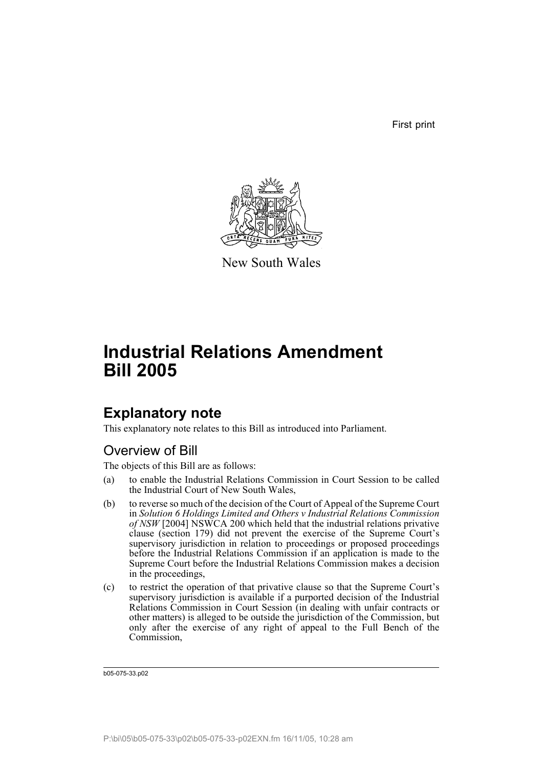First print

New South Wales

# Industrial Relations Amendment Bill 2005

## Explanatory note

This explanatory note relates to this Bill as introduced into Parliament.

### Overview of Bill

The objects of this Bill are as follows:

(a) to enable the Industrial Relations Commission in Court Session to be called the Industrial Court of New South Wales,

(b) to reverse so much of the decision of the Court of Appeal of the Supreme Court in *Solution 6 Holdings Limited and Others v Industrial Relations Commission of NSW* [2004] NSWCA 200 which held that the industrial relations privative clause (section 179) did not prevent the exercise of the Supreme Court's supervisory jurisdiction in relation to proceedings or proposed proceedings before the Industrial Relations Commission if an application is made to the Supreme Court before the Industrial Relations Commission makes a decision in the proceedings,

(c) to restrict the operation of that privative clause so that the Supreme Court's supervisory jurisdiction is available if a purported decision of the Industrial Relations Commission in Court Session (in dealing with unfair contracts or other matters) is alleged to be outside the jurisdiction of the Commission, but only after the exercise of any right of appeal to the Full Bench of the Commission,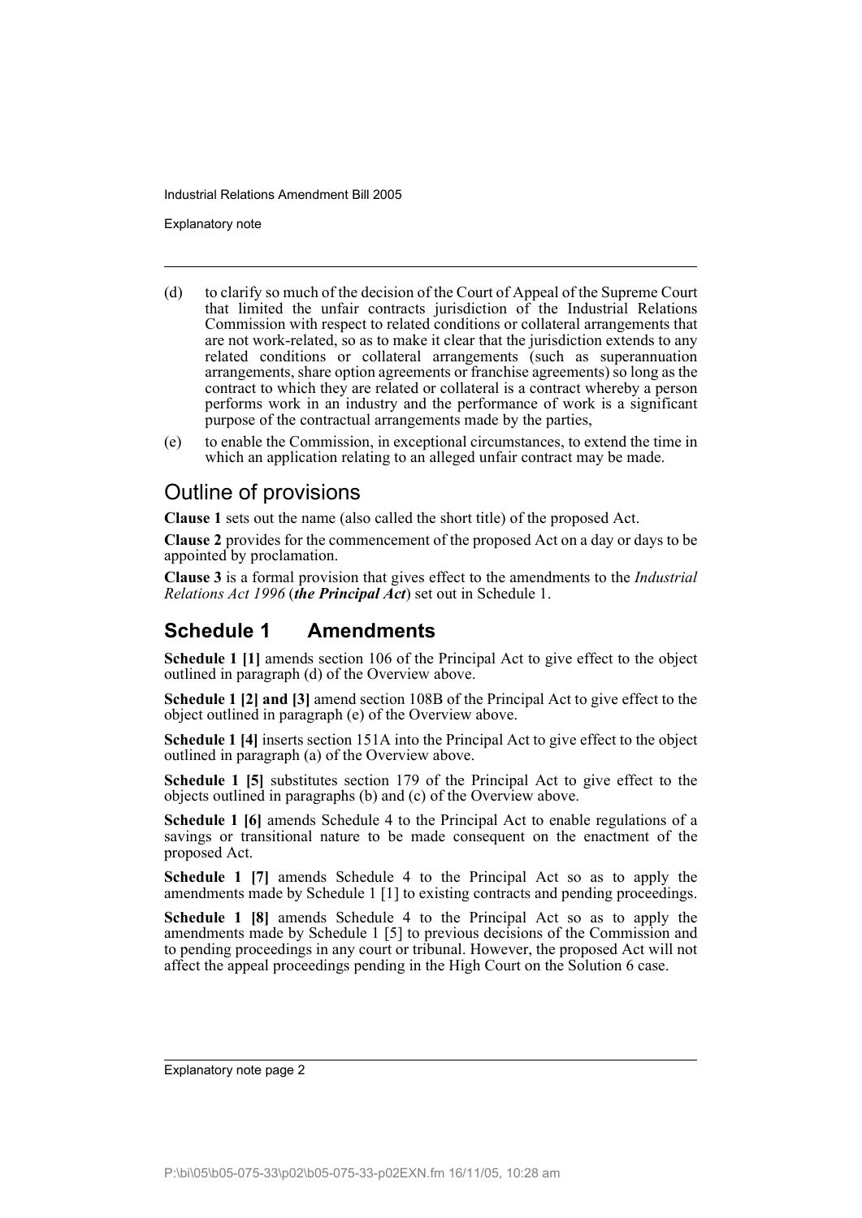(d) to clarify so much of the decision of the Court of Appeal of the Supreme Court that limited the unfair contracts jurisdiction of the Industrial Relations Commission with respect to related conditions or collateral arrangements that are not work-related, so as to make it clear that the jurisdiction extends to any related conditions or collateral arrangements (such as superannuation arrangements, share option agreements or franchise agreements) so long as the contract to which they are related or collateral is a contract whereby a person performs work in an industry and the performance of work is a significant purpose of the contractual arrangements made by the parties,

(e) to enable the Commission, in exceptional circumstances, to extend the time in which an application relating to an alleged unfair contract may be made.

## Outline of provisions

**Clause 1** sets out the name (also called the short title) of the proposed Act.

**Clause 2** provides for the commencement of the proposed Act on a day or days to be appointed by proclamation.

**Clause 3** is a formal provision that gives effect to the amendments to the *Industrial Relations Act 1996* (***the Principal Act***) set out in Schedule 1.

## Schedule 1 Amendments

**Schedule 1 [1]** amends section 106 of the Principal Act to give effect to the object outlined in paragraph (d) of the Overview above.

**Schedule 1 [2] and [3]** amend section 108B of the Principal Act to give effect to the object outlined in paragraph (e) of the Overview above.

**Schedule 1 [4]** inserts section 151A into the Principal Act to give effect to the object outlined in paragraph (a) of the Overview above.

**Schedule 1 [5]** substitutes section 179 of the Principal Act to give effect to the objects outlined in paragraphs (b) and (c) of the Overview above.

**Schedule 1 [6]** amends Schedule 4 to the Principal Act to enable regulations of a savings or transitional nature to be made consequent on the enactment of the proposed Act.

**Schedule 1 [7]** amends Schedule 4 to the Principal Act so as to apply the amendments made by Schedule 1 [1] to existing contracts and pending proceedings.

**Schedule 1 [8]** amends Schedule 4 to the Principal Act so as to apply the amendments made by Schedule 1 [5] to previous decisions of the Commission and to pending proceedings in any court or tribunal. However, the proposed Act will not affect the appeal proceedings pending in the High Court on the Solution 6 case.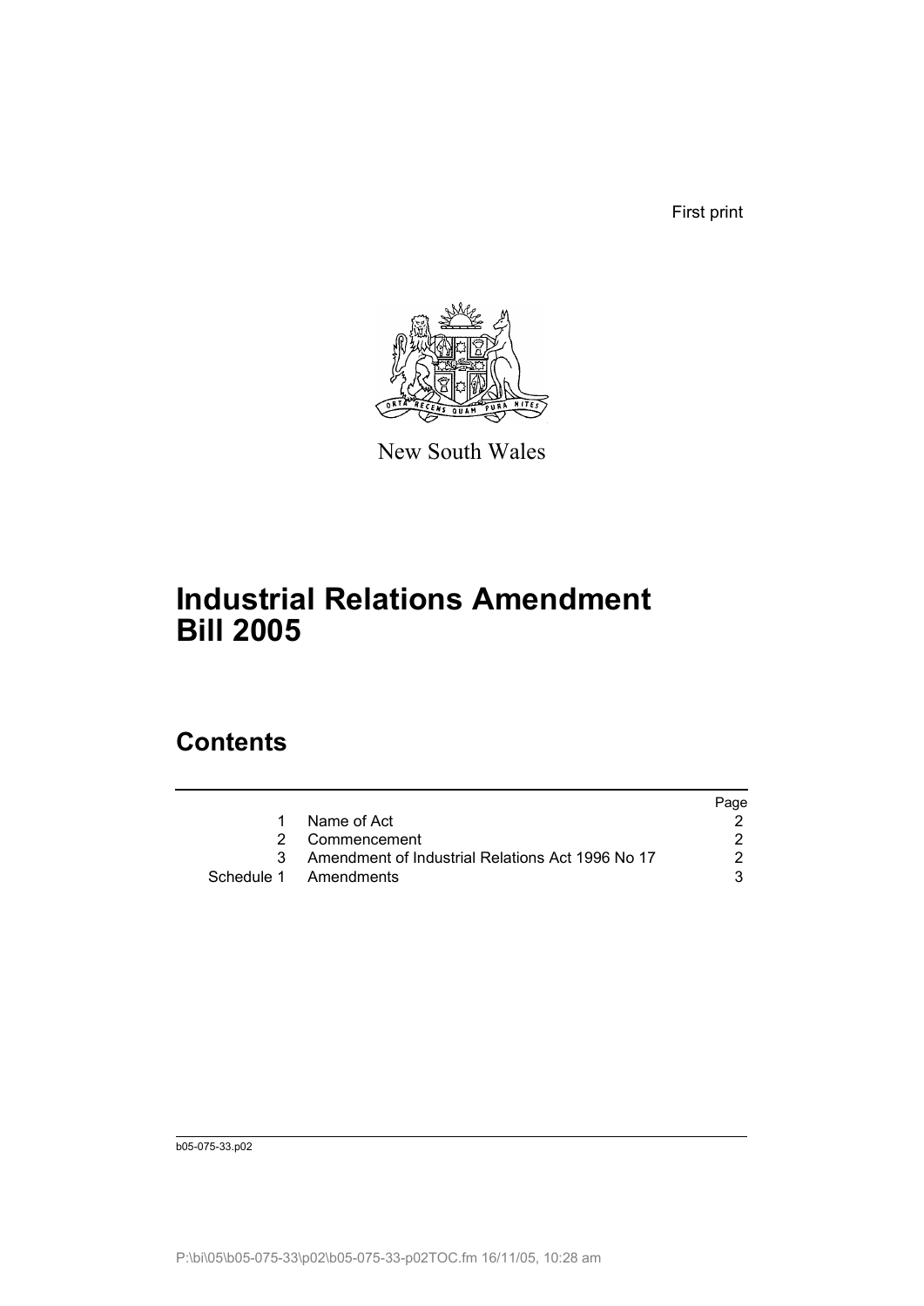First print

New South Wales

# Industrial Relations Amendment Bill 2005

## Contents

| | | Page |
|---|---|---|
| 1 | Name of Act | 2 |
| 2 | Commencement | 2 |
| 3 | Amendment of Industrial Relations Act 1996 No 17 | 2 |
| Schedule 1 | Amendments | 3 |

b05-075-33.p02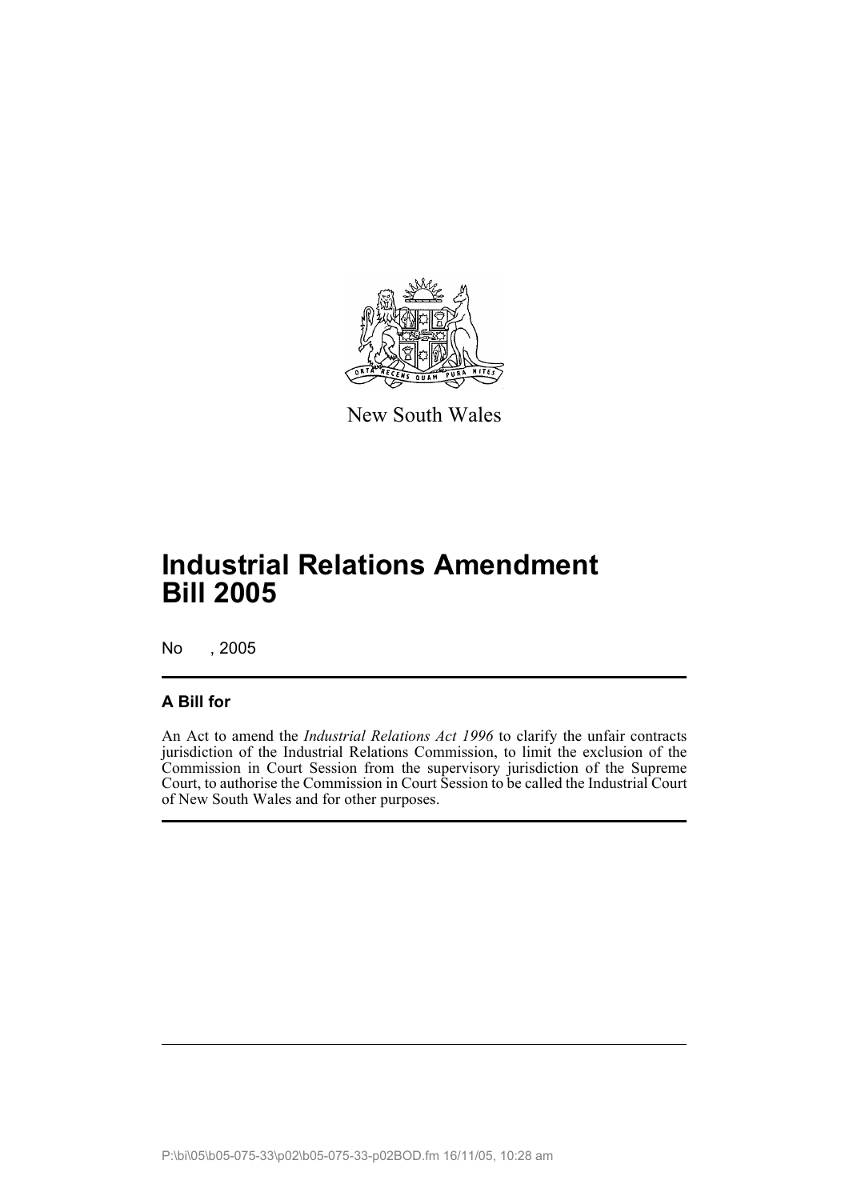New South Wales

# Industrial Relations Amendment Bill 2005

No , 2005

## A Bill for

An Act to amend the *Industrial Relations Act 1996* to clarify the unfair contracts jurisdiction of the Industrial Relations Commission, to limit the exclusion of the Commission in Court Session from the supervisory jurisdiction of the Supreme Court, to authorise the Commission in Court Session to be called the Industrial Court of New South Wales and for other purposes.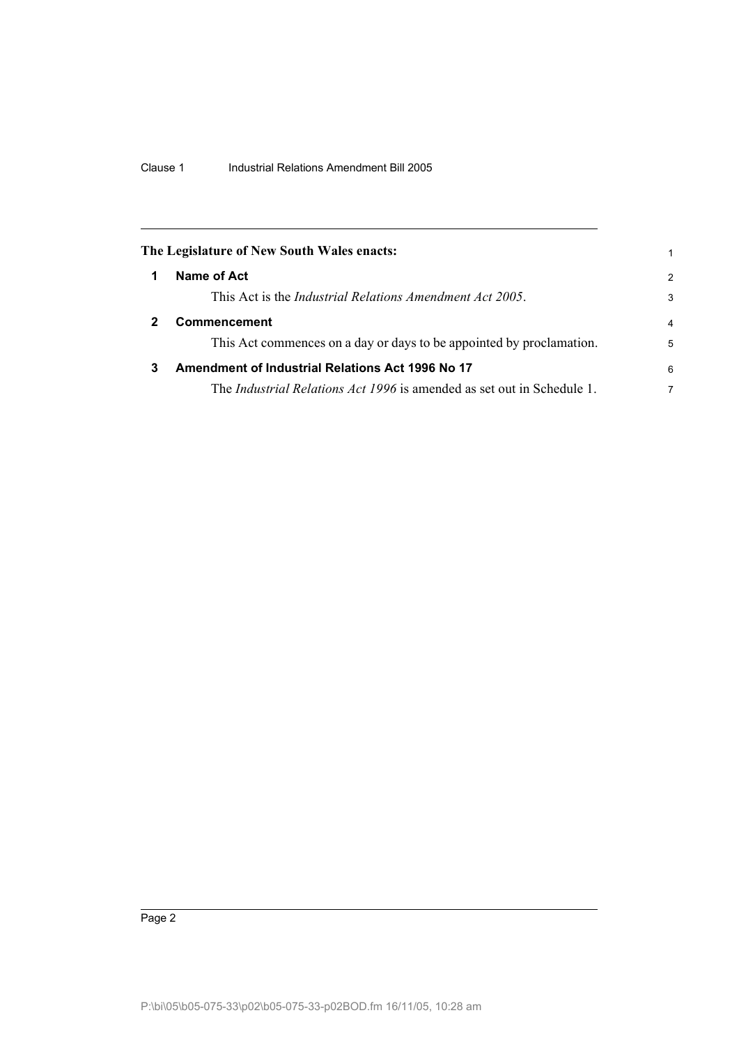**The Legislature of New South Wales enacts:**

## 1 Name of Act

This Act is the *Industrial Relations Amendment Act 2005*.

## 2 Commencement

This Act commences on a day or days to be appointed by proclamation.

## 3 Amendment of Industrial Relations Act 1996 No 17

The *Industrial Relations Act 1996* is amended as set out in Schedule 1.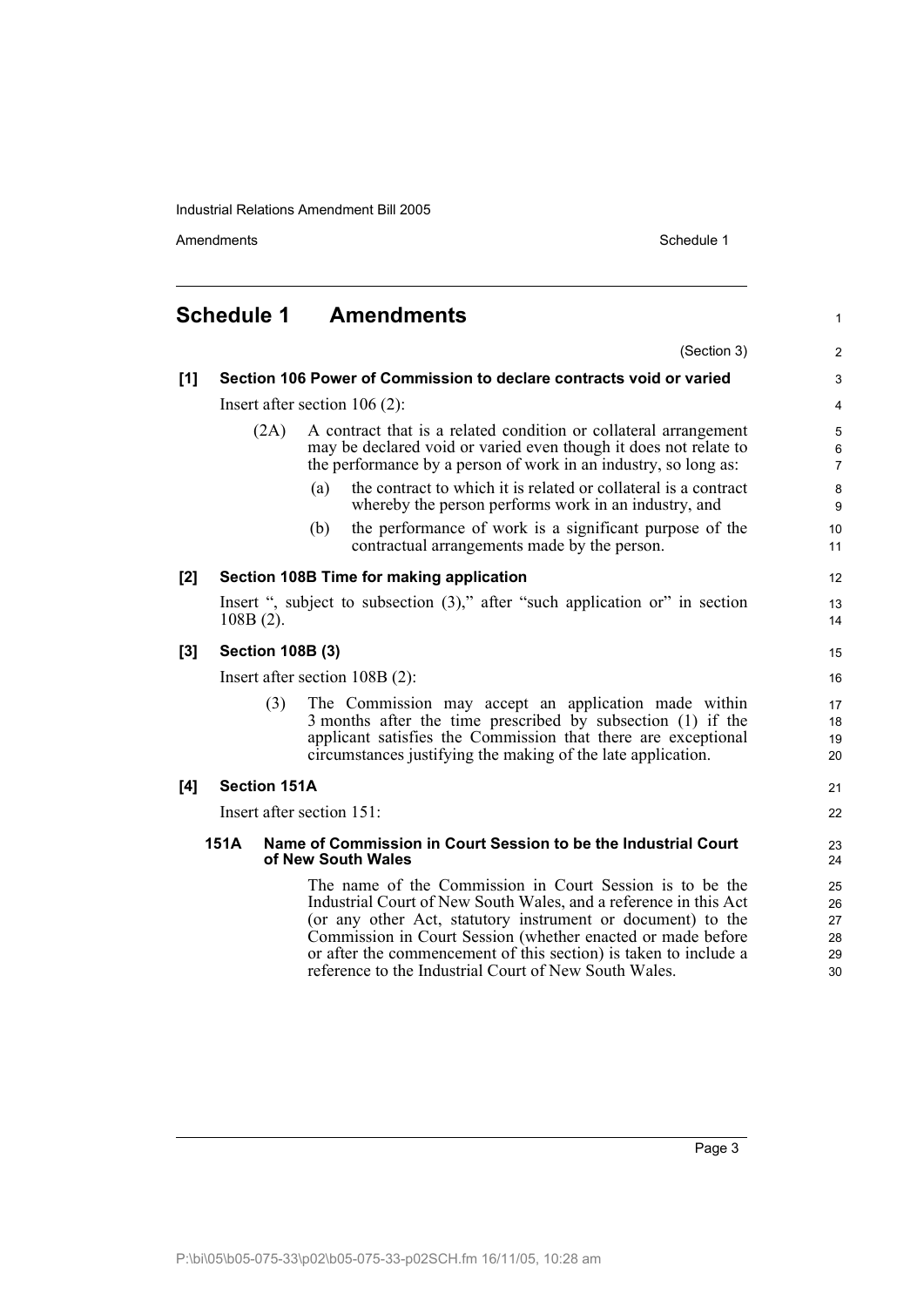# Schedule 1 Amendments

(Section 3)

**[1] Section 106 Power of Commission to declare contracts void or varied**

Insert after section 106 (2):

(2A) A contract that is a related condition or collateral arrangement may be declared void or varied even though it does not relate to the performance by a person of work in an industry, so long as:

(a) the contract to which it is related or collateral is a contract whereby the person performs work in an industry, and

(b) the performance of work is a significant purpose of the contractual arrangements made by the person.

**[2] Section 108B Time for making application**

Insert ", subject to subsection (3)," after "such application or" in section 108B (2).

**[3] Section 108B (3)**

Insert after section 108B (2):

(3) The Commission may accept an application made within 3 months after the time prescribed by subsection (1) if the applicant satisfies the Commission that there are exceptional circumstances justifying the making of the late application.

**[4] Section 151A**

Insert after section 151:

**151A Name of Commission in Court Session to be the Industrial Court of New South Wales**

The name of the Commission in Court Session is to be the Industrial Court of New South Wales, and a reference in this Act (or any other Act, statutory instrument or document) to the Commission in Court Session (whether enacted or made before or after the commencement of this section) is taken to include a reference to the Industrial Court of New South Wales.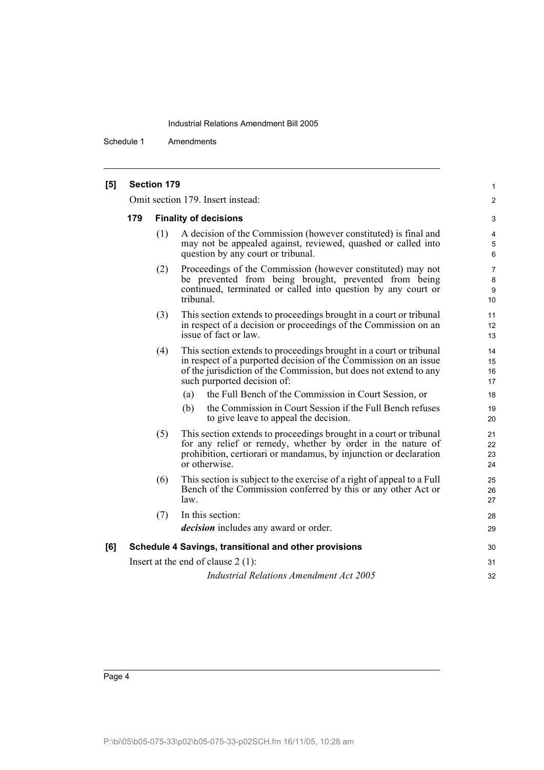**[5] Section 179**

Omit section 179. Insert instead:

**179 Finality of decisions**

(1) A decision of the Commission (however constituted) is final and may not be appealed against, reviewed, quashed or called into question by any court or tribunal.

(2) Proceedings of the Commission (however constituted) may not be prevented from being brought, prevented from being continued, terminated or called into question by any court or tribunal.

(3) This section extends to proceedings brought in a court or tribunal in respect of a decision or proceedings of the Commission on an issue of fact or law.

(4) This section extends to proceedings brought in a court or tribunal in respect of a purported decision of the Commission on an issue of the jurisdiction of the Commission, but does not extend to any such purported decision of:

(a) the Full Bench of the Commission in Court Session, or

(b) the Commission in Court Session if the Full Bench refuses to give leave to appeal the decision.

(5) This section extends to proceedings brought in a court or tribunal for any relief or remedy, whether by order in the nature of prohibition, certiorari or mandamus, by injunction or declaration or otherwise.

(6) This section is subject to the exercise of a right of appeal to a Full Bench of the Commission conferred by this or any other Act or law.

(7) In this section:

***decision*** includes any award or order.

**[6] Schedule 4 Savings, transitional and other provisions**

Insert at the end of clause 2 (1):

*Industrial Relations Amendment Act 2005*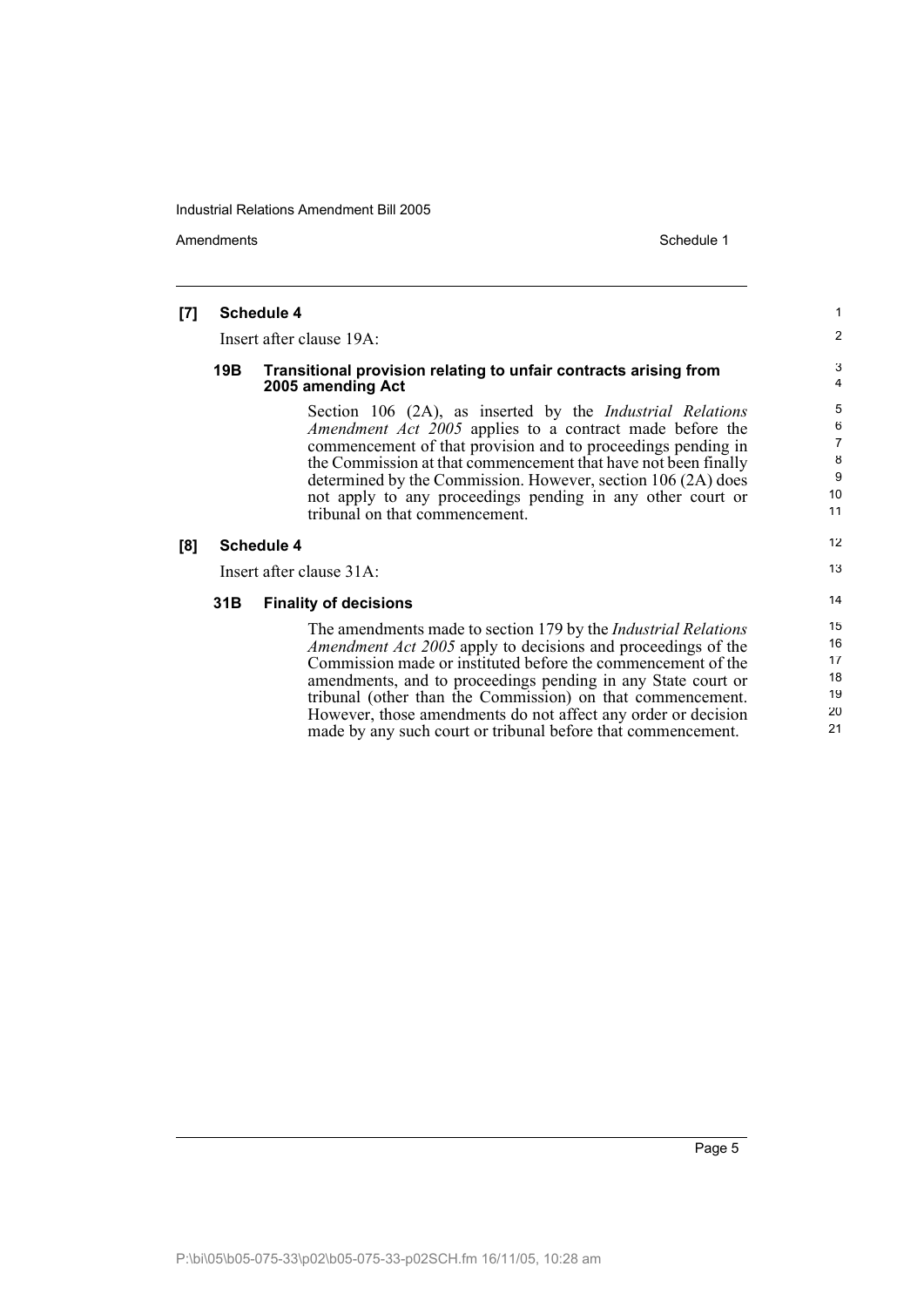**[7] Schedule 4**

Insert after clause 19A:

**19B Transitional provision relating to unfair contracts arising from 2005 amending Act**

Section 106 (2A), as inserted by the *Industrial Relations Amendment Act 2005* applies to a contract made before the commencement of that provision and to proceedings pending in the Commission at that commencement that have not been finally determined by the Commission. However, section 106 (2A) does not apply to any proceedings pending in any other court or tribunal on that commencement.

**[8] Schedule 4**

Insert after clause 31A:

**31B Finality of decisions**

The amendments made to section 179 by the *Industrial Relations Amendment Act 2005* apply to decisions and proceedings of the Commission made or instituted before the commencement of the amendments, and to proceedings pending in any State court or tribunal (other than the Commission) on that commencement. However, those amendments do not affect any order or decision made by any such court or tribunal before that commencement.